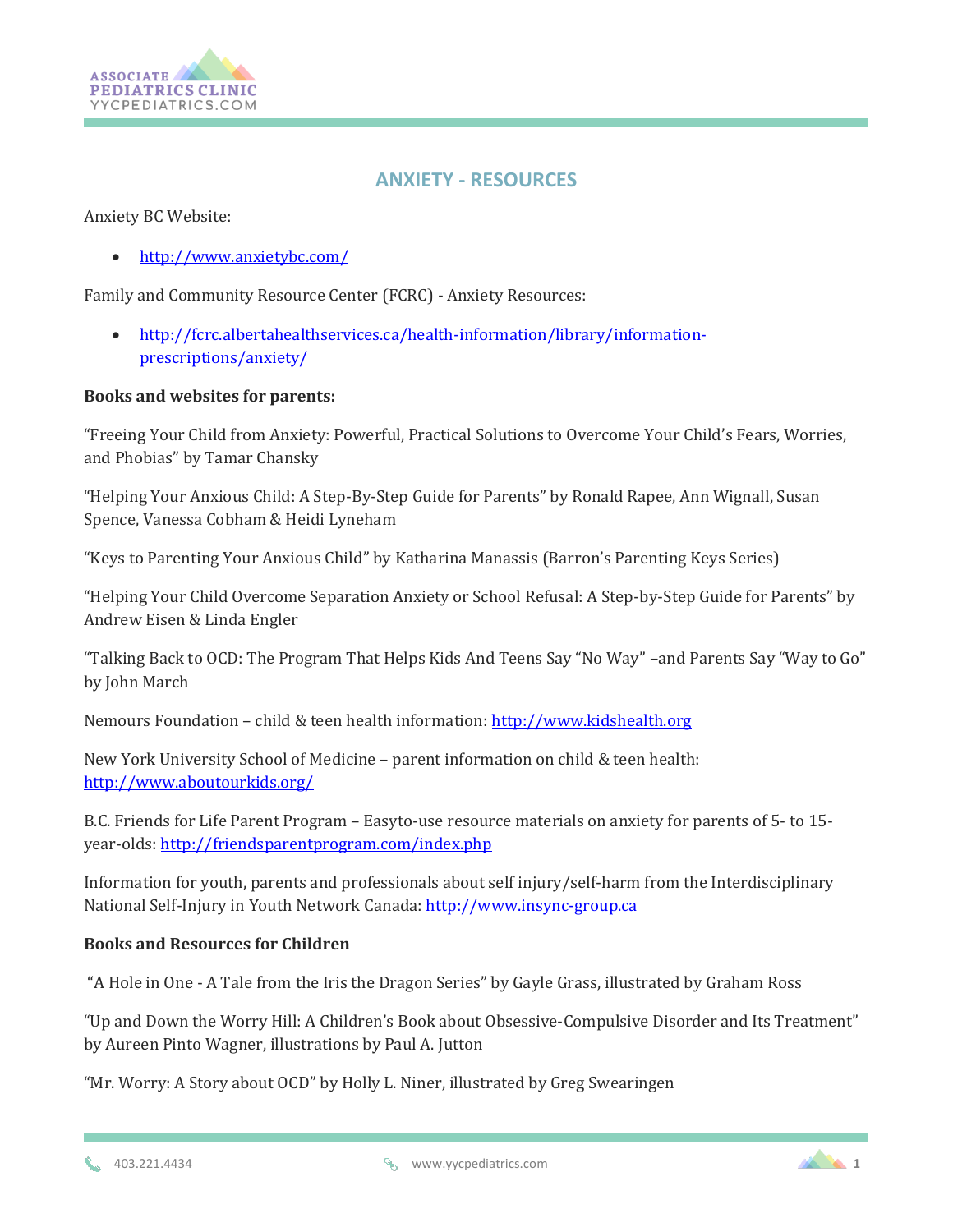# ANXIETY - RESOURCES

Anxiety BC Website:

- http://www.anxietybc.com/

Family and Community Resource Center (FCRC) - Anxiety Resources:

- http://fcrc.albertahealthservices.ca/health-information/library/information-prescriptions/anxiety/

**Books and websites for parents:**

"Freeing Your Child from Anxiety: Powerful, Practical Solutions to Overcome Your Child's Fears, Worries, and Phobias" by Tamar Chansky

"Helping Your Anxious Child: A Step-By-Step Guide for Parents" by Ronald Rapee, Ann Wignall, Susan Spence, Vanessa Cobham & Heidi Lyneham

"Keys to Parenting Your Anxious Child" by Katharina Manassis (Barron's Parenting Keys Series)

"Helping Your Child Overcome Separation Anxiety or School Refusal: A Step-by-Step Guide for Parents" by Andrew Eisen & Linda Engler

"Talking Back to OCD: The Program That Helps Kids And Teens Say "No Way" –and Parents Say "Way to Go" by John March

Nemours Foundation – child & teen health information: http://www.kidshealth.org

New York University School of Medicine – parent information on child & teen health: http://www.aboutourkids.org/

B.C. Friends for Life Parent Program – Easyto-use resource materials on anxiety for parents of 5- to 15-year-olds: http://friendsparentprogram.com/index.php

Information for youth, parents and professionals about self injury/self-harm from the Interdisciplinary National Self-Injury in Youth Network Canada: http://www.insync-group.ca

**Books and Resources for Children**

"A Hole in One - A Tale from the Iris the Dragon Series" by Gayle Grass, illustrated by Graham Ross

"Up and Down the Worry Hill: A Children's Book about Obsessive-Compulsive Disorder and Its Treatment" by Aureen Pinto Wagner, illustrations by Paul A. Jutton

"Mr. Worry: A Story about OCD" by Holly L. Niner, illustrated by Greg Swearingen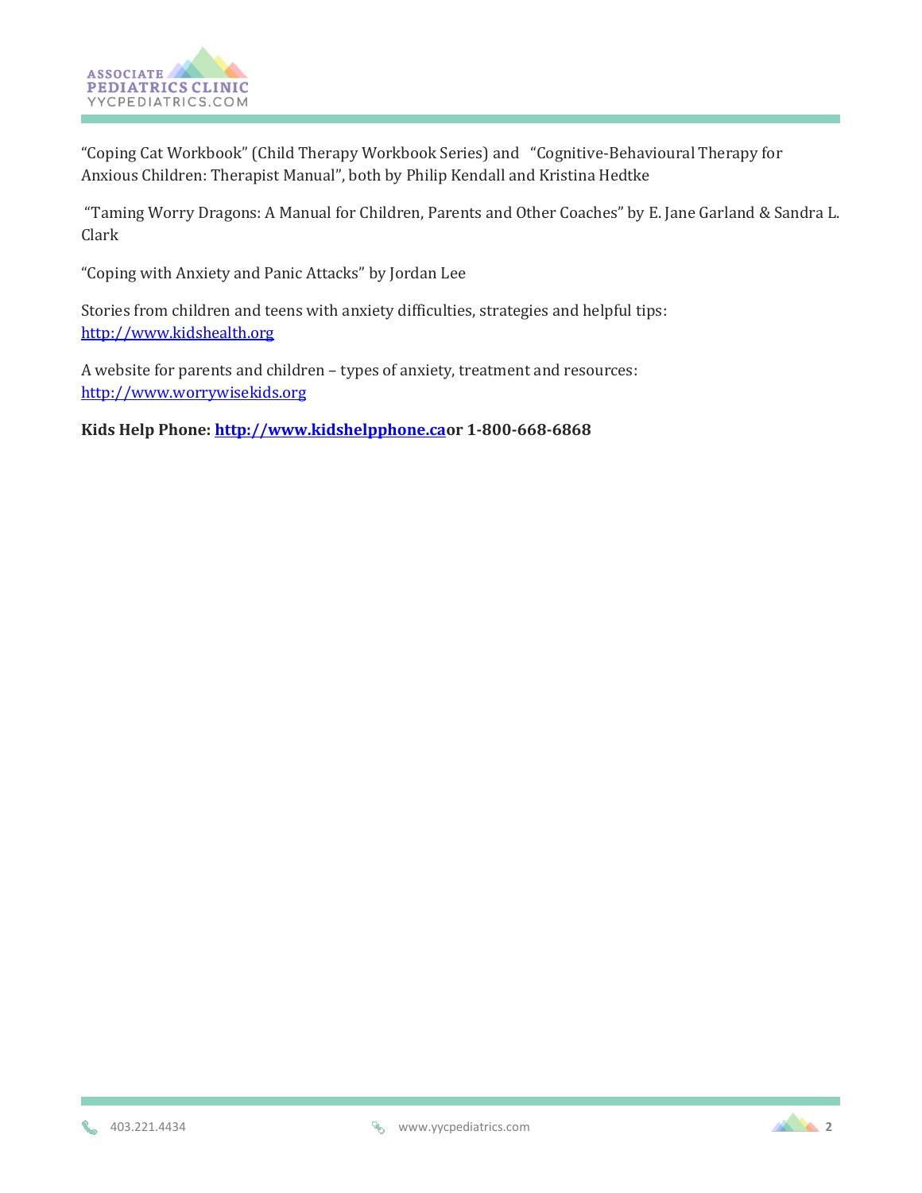"Coping Cat Workbook" (Child Therapy Workbook Series) and "Cognitive-Behavioural Therapy for Anxious Children: Therapist Manual", both by Philip Kendall and Kristina Hedtke

"Taming Worry Dragons: A Manual for Children, Parents and Other Coaches" by E. Jane Garland & Sandra L. Clark

"Coping with Anxiety and Panic Attacks" by Jordan Lee

Stories from children and teens with anxiety difficulties, strategies and helpful tips: http://www.kidshealth.org

A website for parents and children – types of anxiety, treatment and resources: http://www.worrywisekids.org

**Kids Help Phone: http://www.kidshelpphone.caor 1-800-668-6868**